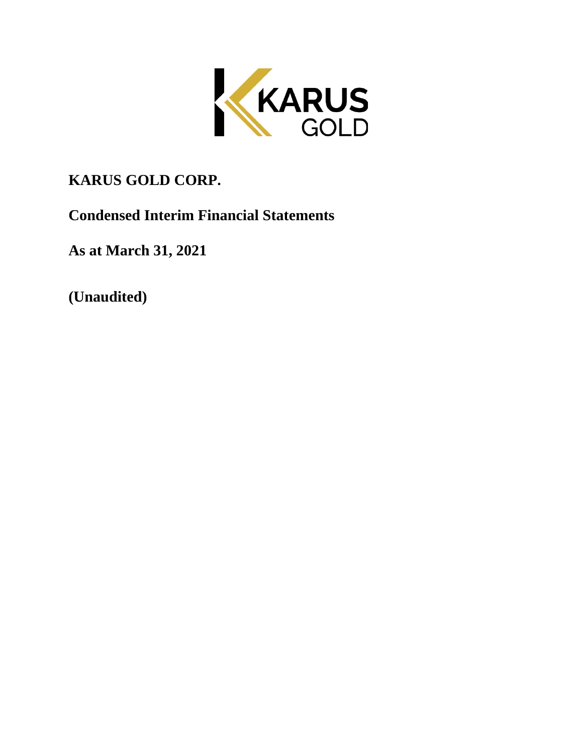# KARUS GOLD CORP.

## Condensed Interim Financial Statements

## As at March 31, 2021

## (Unaudited)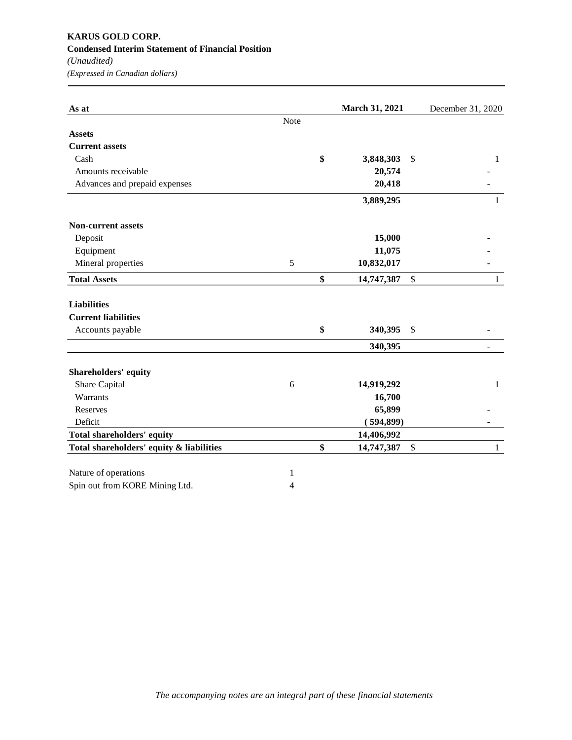**KARUS GOLD CORP.**
**Condensed Interim Statement of Financial Position**
*(Unaudited)*
*(Expressed in Canadian dollars)*

| As at | Note | March 31, 2021 | December 31, 2020 |
|---|---|---|---|
| **Assets** | | | |
| **Current assets** | | | |
| Cash | | $ 3,848,303 | $ 1 |
| Amounts receivable | | 20,574 | - |
| Advances and prepaid expenses | | 20,418 | - |
| | | 3,889,295 | 1 |
| **Non-current assets** | | | |
| Deposit | | 15,000 | - |
| Equipment | | 11,075 | - |
| Mineral properties | 5 | 10,832,017 | - |
| **Total Assets** | | $ 14,747,387 | $ 1 |
| **Liabilities** | | | |
| **Current liabilities** | | | |
| Accounts payable | | $ 340,395 | $ - |
| | | 340,395 | - |
| **Shareholders' equity** | | | |
| Share Capital | 6 | 14,919,292 | 1 |
| Warrants | | 16,700 | |
| Reserves | | 65,899 | - |
| Deficit | | (594,899) | - |
| **Total shareholders' equity** | | 14,406,992 | |
| **Total shareholders' equity & liabilities** | | $ 14,747,387 | $ 1 |

| | |
|---|---|
| Nature of operations | 1 |
| Spin out from KORE Mining Ltd. | 4 |

*The accompanying notes are an integral part of these financial statements*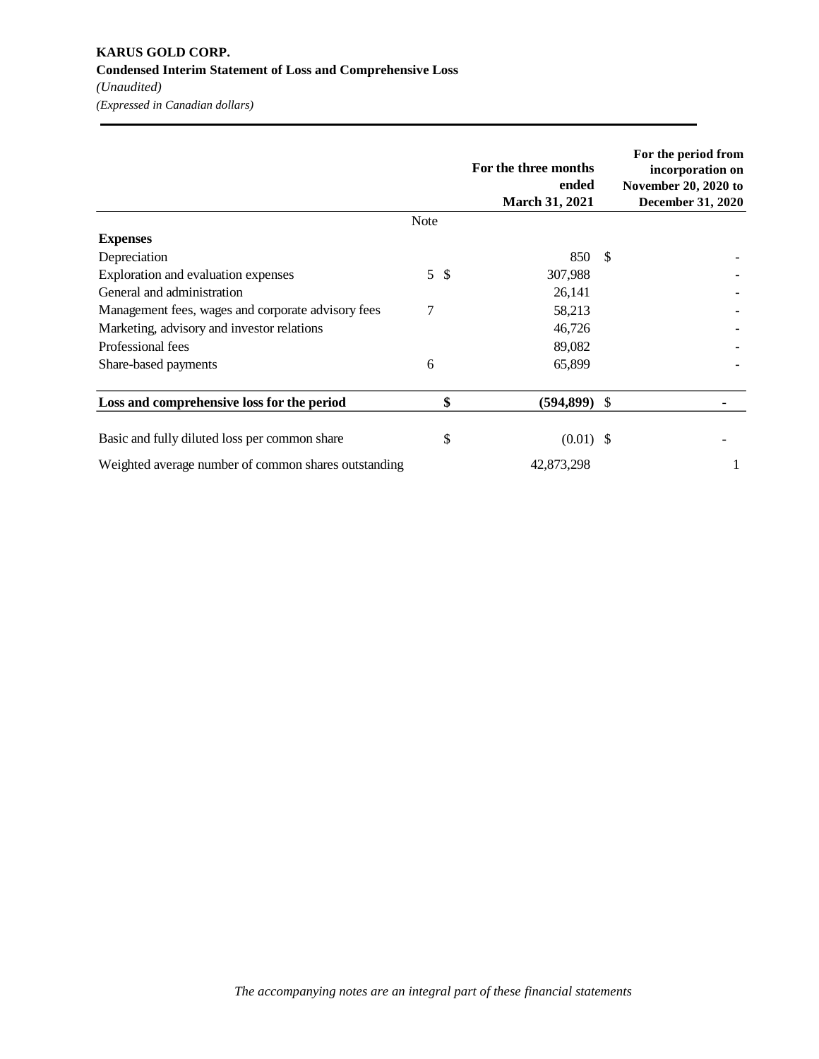**KARUS GOLD CORP.**
**Condensed Interim Statement of Loss and Comprehensive Loss**
*(Unaudited)*
*(Expressed in Canadian dollars)*

| | Note | For the three months ended March 31, 2021 | For the period from incorporation on November 20, 2020 to December 31, 2020 |
|---|---|---|---|
| **Expenses** | | | |
| Depreciation | | 850 | $ - |
| Exploration and evaluation expenses | 5 | $ 307,988 | - |
| General and administration | | 26,141 | - |
| Management fees, wages and corporate advisory fees | 7 | 58,213 | - |
| Marketing, advisory and investor relations | | 46,726 | - |
| Professional fees | | 89,082 | - |
| Share-based payments | 6 | 65,899 | - |
| **Loss and comprehensive loss for the period** | | **$ (594,899)** | $ - |
| Basic and fully diluted loss per common share | | $ (0.01) | $ - |
| Weighted average number of common shares outstanding | | 42,873,298 | 1 |

*The accompanying notes are an integral part of these financial statements*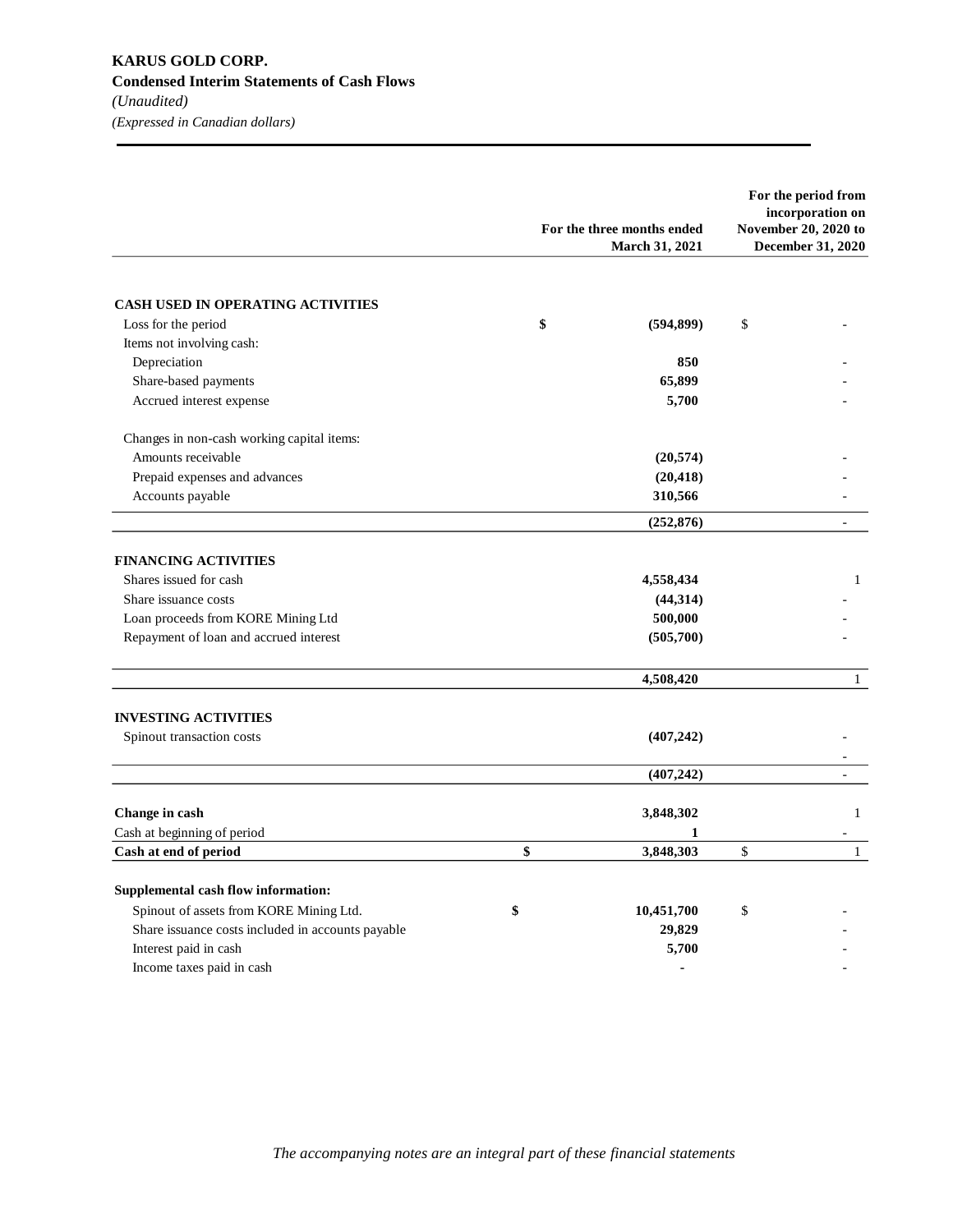**KARUS GOLD CORP.**
**Condensed Interim Statements of Cash Flows**
*(Unaudited)*
*(Expressed in Canadian dollars)*

| | For the three months ended March 31, 2021 | For the period from incorporation on November 20, 2020 to December 31, 2020 |
|---|---|---|
| **CASH USED IN OPERATING ACTIVITIES** | | |
| Loss for the period | $ (594,899) | $ - |
| Items not involving cash: | | |
| Depreciation | 850 | - |
| Share-based payments | 65,899 | - |
| Accrued interest expense | 5,700 | - |
| Changes in non-cash working capital items: | | |
| Amounts receivable | (20,574) | - |
| Prepaid expenses and advances | (20,418) | - |
| Accounts payable | 310,566 | - |
| | (252,876) | - |
| **FINANCING ACTIVITIES** | | |
| Shares issued for cash | 4,558,434 | 1 |
| Share issuance costs | (44,314) | - |
| Loan proceeds from KORE Mining Ltd | 500,000 | - |
| Repayment of loan and accrued interest | (505,700) | - |
| | 4,508,420 | 1 |
| **INVESTING ACTIVITIES** | | |
| Spinout transaction costs | (407,242) | - |
| | (407,242) | - |
| **Change in cash** | 3,848,302 | 1 |
| Cash at beginning of period | 1 | - |
| **Cash at end of period** | $ 3,848,303 | $ 1 |
| **Supplemental cash flow information:** | | |
| Spinout of assets from KORE Mining Ltd. | $ 10,451,700 | $ - |
| Share issuance costs included in accounts payable | 29,829 | - |
| Interest paid in cash | 5,700 | - |
| Income taxes paid in cash | - | - |

*The accompanying notes are an integral part of these financial statements*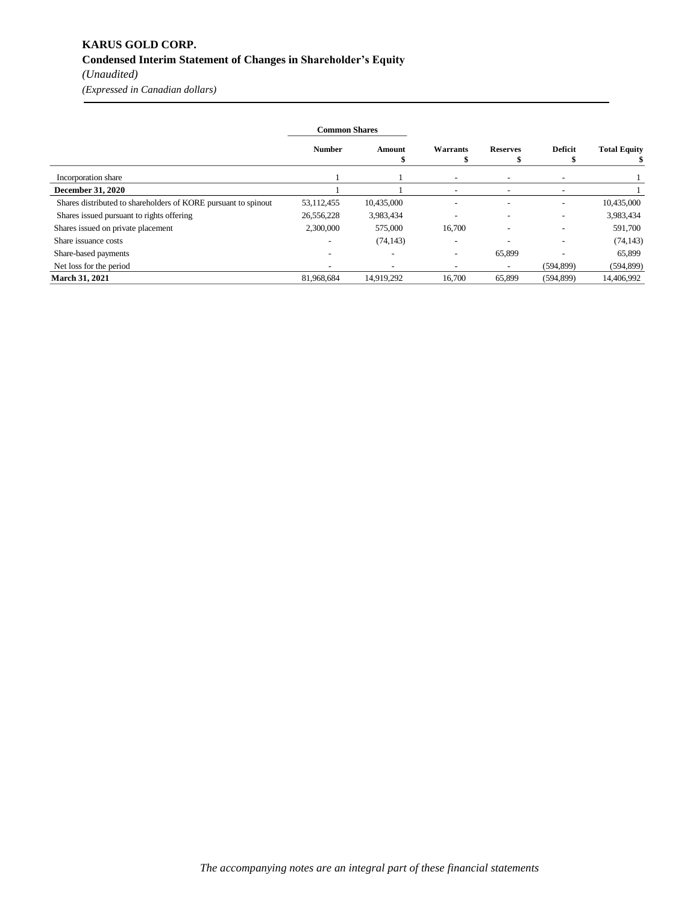# KARUS GOLD CORP.

## Condensed Interim Statement of Changes in Shareholder's Equity

*(Unaudited)*

*(Expressed in Canadian dollars)*

| | Common Shares | | | | | |
|---|---|---|---|---|---|---|
| | Number | Amount $ | Warrants $ | Reserves $ | Deficit $ | Total Equity $ |
| Incorporation share | 1 | 1 | - | - | - | 1 |
| **December 31, 2020** | 1 | 1 | - | - | - | 1 |
| Shares distributed to shareholders of KORE pursuant to spinout | 53,112,455 | 10,435,000 | - | - | - | 10,435,000 |
| Shares issued pursuant to rights offering | 26,556,228 | 3,983,434 | - | - | - | 3,983,434 |
| Shares issued on private placement | 2,300,000 | 575,000 | 16,700 | - | - | 591,700 |
| Share issuance costs | - | (74,143) | - | - | - | (74,143) |
| Share-based payments | - | - | - | 65,899 | - | 65,899 |
| Net loss for the period | - | - | - | - | (594,899) | (594,899) |
| **March 31, 2021** | 81,968,684 | 14,919,292 | 16,700 | 65,899 | (594,899) | 14,406,992 |

*The accompanying notes are an integral part of these financial statements*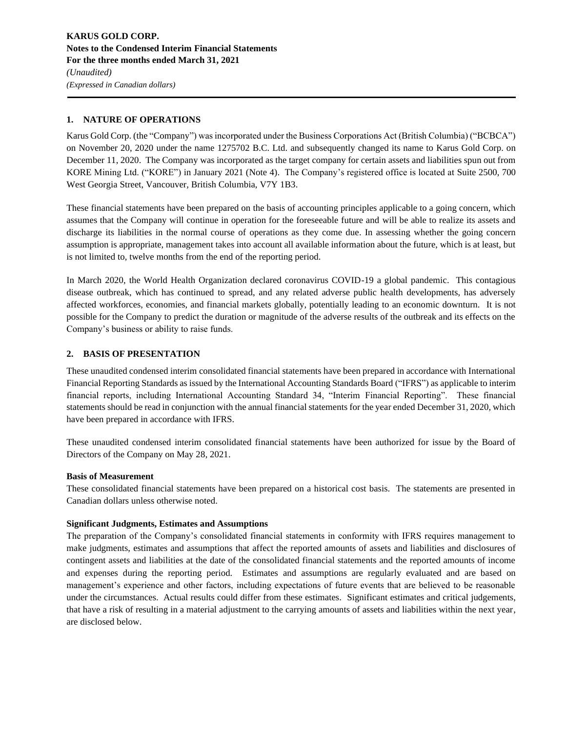## 1. NATURE OF OPERATIONS

Karus Gold Corp. (the "Company") was incorporated under the Business Corporations Act (British Columbia) ("BCBCA") on November 20, 2020 under the name 1275702 B.C. Ltd. and subsequently changed its name to Karus Gold Corp. on December 11, 2020. The Company was incorporated as the target company for certain assets and liabilities spun out from KORE Mining Ltd. ("KORE") in January 2021 (Note 4). The Company's registered office is located at Suite 2500, 700 West Georgia Street, Vancouver, British Columbia, V7Y 1B3.

These financial statements have been prepared on the basis of accounting principles applicable to a going concern, which assumes that the Company will continue in operation for the foreseeable future and will be able to realize its assets and discharge its liabilities in the normal course of operations as they come due. In assessing whether the going concern assumption is appropriate, management takes into account all available information about the future, which is at least, but is not limited to, twelve months from the end of the reporting period.

In March 2020, the World Health Organization declared coronavirus COVID-19 a global pandemic. This contagious disease outbreak, which has continued to spread, and any related adverse public health developments, has adversely affected workforces, economies, and financial markets globally, potentially leading to an economic downturn. It is not possible for the Company to predict the duration or magnitude of the adverse results of the outbreak and its effects on the Company's business or ability to raise funds.

## 2. BASIS OF PRESENTATION

These unaudited condensed interim consolidated financial statements have been prepared in accordance with International Financial Reporting Standards as issued by the International Accounting Standards Board ("IFRS") as applicable to interim financial reports, including International Accounting Standard 34, "Interim Financial Reporting". These financial statements should be read in conjunction with the annual financial statements for the year ended December 31, 2020, which have been prepared in accordance with IFRS.

These unaudited condensed interim consolidated financial statements have been authorized for issue by the Board of Directors of the Company on May 28, 2021.

**Basis of Measurement**

These consolidated financial statements have been prepared on a historical cost basis. The statements are presented in Canadian dollars unless otherwise noted.

**Significant Judgments, Estimates and Assumptions**

The preparation of the Company's consolidated financial statements in conformity with IFRS requires management to make judgments, estimates and assumptions that affect the reported amounts of assets and liabilities and disclosures of contingent assets and liabilities at the date of the consolidated financial statements and the reported amounts of income and expenses during the reporting period. Estimates and assumptions are regularly evaluated and are based on management's experience and other factors, including expectations of future events that are believed to be reasonable under the circumstances. Actual results could differ from these estimates. Significant estimates and critical judgements, that have a risk of resulting in a material adjustment to the carrying amounts of assets and liabilities within the next year, are disclosed below.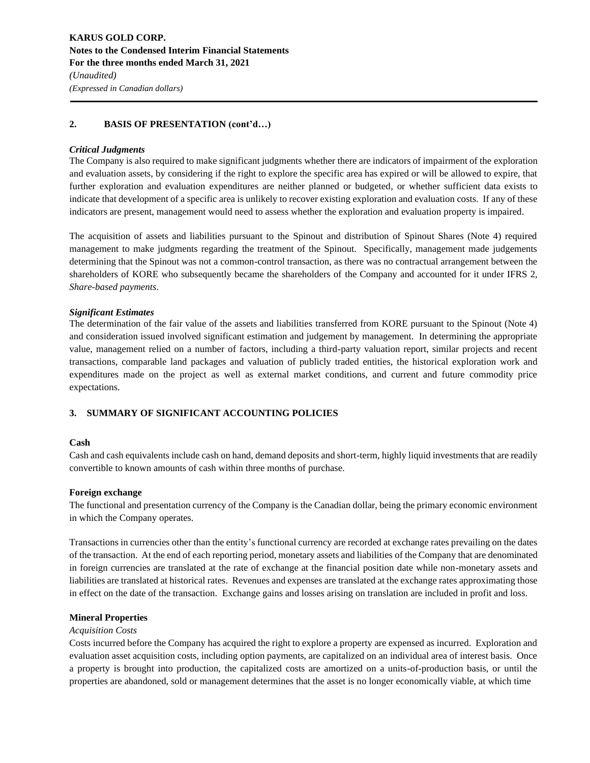## 2. BASIS OF PRESENTATION (cont'd…)

***Critical Judgments***

The Company is also required to make significant judgments whether there are indicators of impairment of the exploration and evaluation assets, by considering if the right to explore the specific area has expired or will be allowed to expire, that further exploration and evaluation expenditures are neither planned or budgeted, or whether sufficient data exists to indicate that development of a specific area is unlikely to recover existing exploration and evaluation costs. If any of these indicators are present, management would need to assess whether the exploration and evaluation property is impaired.

The acquisition of assets and liabilities pursuant to the Spinout and distribution of Spinout Shares (Note 4) required management to make judgments regarding the treatment of the Spinout. Specifically, management made judgements determining that the Spinout was not a common-control transaction, as there was no contractual arrangement between the shareholders of KORE who subsequently became the shareholders of the Company and accounted for it under IFRS 2, *Share-based payments*.

***Significant Estimates***

The determination of the fair value of the assets and liabilities transferred from KORE pursuant to the Spinout (Note 4) and consideration issued involved significant estimation and judgement by management. In determining the appropriate value, management relied on a number of factors, including a third-party valuation report, similar projects and recent transactions, comparable land packages and valuation of publicly traded entities, the historical exploration work and expenditures made on the project as well as external market conditions, and current and future commodity price expectations.

## 3. SUMMARY OF SIGNIFICANT ACCOUNTING POLICIES

**Cash**

Cash and cash equivalents include cash on hand, demand deposits and short-term, highly liquid investments that are readily convertible to known amounts of cash within three months of purchase.

**Foreign exchange**

The functional and presentation currency of the Company is the Canadian dollar, being the primary economic environment in which the Company operates.

Transactions in currencies other than the entity's functional currency are recorded at exchange rates prevailing on the dates of the transaction. At the end of each reporting period, monetary assets and liabilities of the Company that are denominated in foreign currencies are translated at the rate of exchange at the financial position date while non-monetary assets and liabilities are translated at historical rates. Revenues and expenses are translated at the exchange rates approximating those in effect on the date of the transaction. Exchange gains and losses arising on translation are included in profit and loss.

**Mineral Properties**

*Acquisition Costs*

Costs incurred before the Company has acquired the right to explore a property are expensed as incurred. Exploration and evaluation asset acquisition costs, including option payments, are capitalized on an individual area of interest basis. Once a property is brought into production, the capitalized costs are amortized on a units-of-production basis, or until the properties are abandoned, sold or management determines that the asset is no longer economically viable, at which time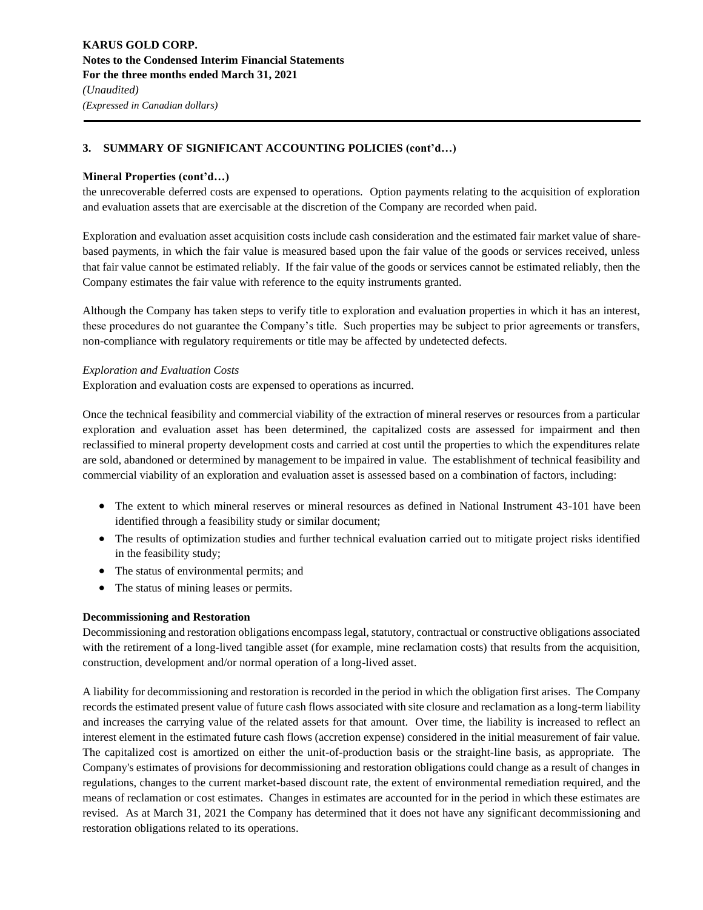## 3. SUMMARY OF SIGNIFICANT ACCOUNTING POLICIES (cont'd…)

### Mineral Properties (cont'd…)

the unrecoverable deferred costs are expensed to operations. Option payments relating to the acquisition of exploration and evaluation assets that are exercisable at the discretion of the Company are recorded when paid.

Exploration and evaluation asset acquisition costs include cash consideration and the estimated fair market value of share-based payments, in which the fair value is measured based upon the fair value of the goods or services received, unless that fair value cannot be estimated reliably. If the fair value of the goods or services cannot be estimated reliably, then the Company estimates the fair value with reference to the equity instruments granted.

Although the Company has taken steps to verify title to exploration and evaluation properties in which it has an interest, these procedures do not guarantee the Company's title. Such properties may be subject to prior agreements or transfers, non-compliance with regulatory requirements or title may be affected by undetected defects.

*Exploration and Evaluation Costs*

Exploration and evaluation costs are expensed to operations as incurred.

Once the technical feasibility and commercial viability of the extraction of mineral reserves or resources from a particular exploration and evaluation asset has been determined, the capitalized costs are assessed for impairment and then reclassified to mineral property development costs and carried at cost until the properties to which the expenditures relate are sold, abandoned or determined by management to be impaired in value. The establishment of technical feasibility and commercial viability of an exploration and evaluation asset is assessed based on a combination of factors, including:

- The extent to which mineral reserves or mineral resources as defined in National Instrument 43-101 have been identified through a feasibility study or similar document;
- The results of optimization studies and further technical evaluation carried out to mitigate project risks identified in the feasibility study;
- The status of environmental permits; and
- The status of mining leases or permits.

### Decommissioning and Restoration

Decommissioning and restoration obligations encompass legal, statutory, contractual or constructive obligations associated with the retirement of a long-lived tangible asset (for example, mine reclamation costs) that results from the acquisition, construction, development and/or normal operation of a long-lived asset.

A liability for decommissioning and restoration is recorded in the period in which the obligation first arises. The Company records the estimated present value of future cash flows associated with site closure and reclamation as a long-term liability and increases the carrying value of the related assets for that amount. Over time, the liability is increased to reflect an interest element in the estimated future cash flows (accretion expense) considered in the initial measurement of fair value. The capitalized cost is amortized on either the unit-of-production basis or the straight-line basis, as appropriate. The Company's estimates of provisions for decommissioning and restoration obligations could change as a result of changes in regulations, changes to the current market-based discount rate, the extent of environmental remediation required, and the means of reclamation or cost estimates. Changes in estimates are accounted for in the period in which these estimates are revised. As at March 31, 2021 the Company has determined that it does not have any significant decommissioning and restoration obligations related to its operations.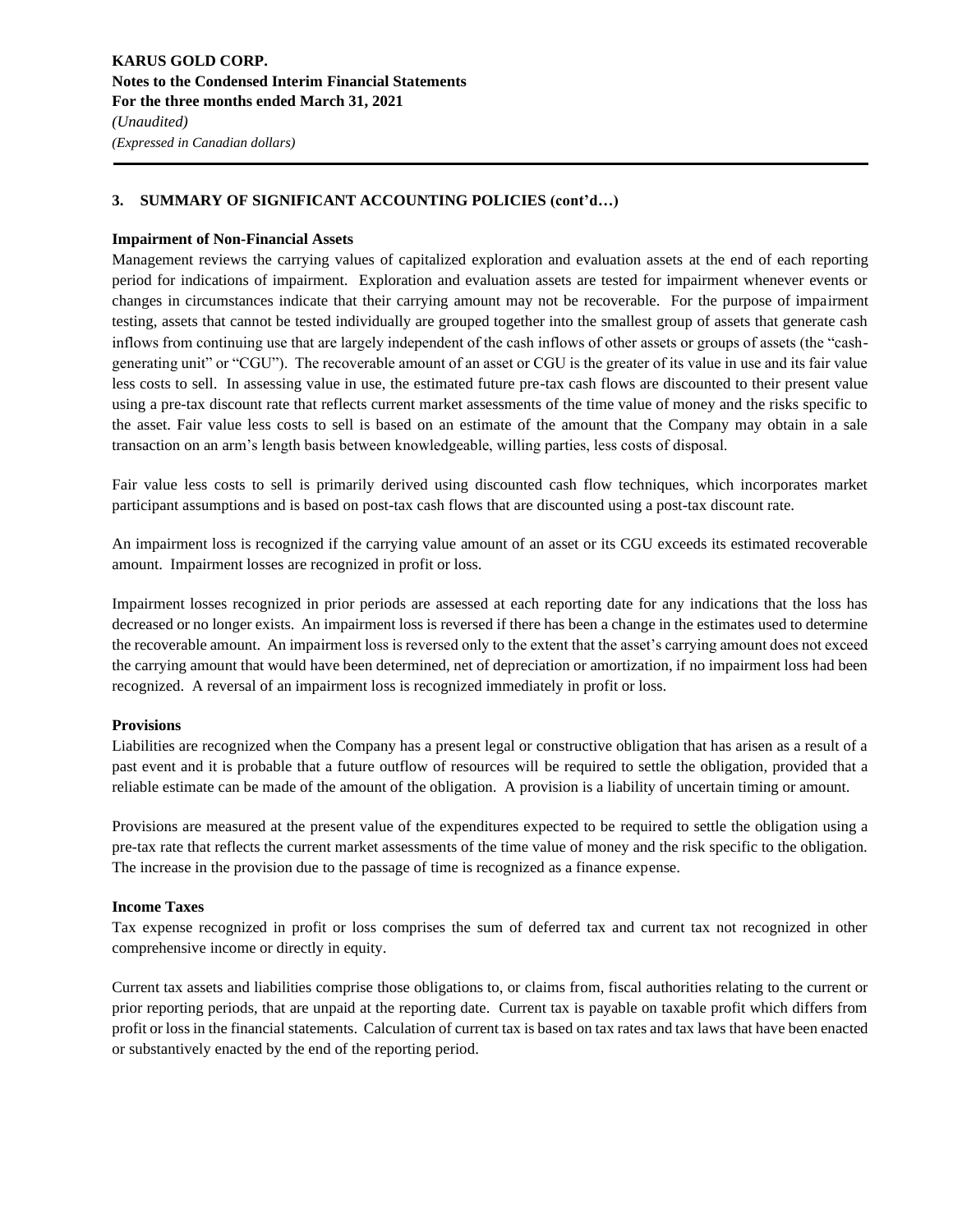## 3. SUMMARY OF SIGNIFICANT ACCOUNTING POLICIES (cont'd…)

**Impairment of Non-Financial Assets**

Management reviews the carrying values of capitalized exploration and evaluation assets at the end of each reporting period for indications of impairment. Exploration and evaluation assets are tested for impairment whenever events or changes in circumstances indicate that their carrying amount may not be recoverable. For the purpose of impairment testing, assets that cannot be tested individually are grouped together into the smallest group of assets that generate cash inflows from continuing use that are largely independent of the cash inflows of other assets or groups of assets (the "cash-generating unit" or "CGU"). The recoverable amount of an asset or CGU is the greater of its value in use and its fair value less costs to sell. In assessing value in use, the estimated future pre-tax cash flows are discounted to their present value using a pre-tax discount rate that reflects current market assessments of the time value of money and the risks specific to the asset. Fair value less costs to sell is based on an estimate of the amount that the Company may obtain in a sale transaction on an arm's length basis between knowledgeable, willing parties, less costs of disposal.

Fair value less costs to sell is primarily derived using discounted cash flow techniques, which incorporates market participant assumptions and is based on post-tax cash flows that are discounted using a post-tax discount rate.

An impairment loss is recognized if the carrying value amount of an asset or its CGU exceeds its estimated recoverable amount. Impairment losses are recognized in profit or loss.

Impairment losses recognized in prior periods are assessed at each reporting date for any indications that the loss has decreased or no longer exists. An impairment loss is reversed if there has been a change in the estimates used to determine the recoverable amount. An impairment loss is reversed only to the extent that the asset's carrying amount does not exceed the carrying amount that would have been determined, net of depreciation or amortization, if no impairment loss had been recognized. A reversal of an impairment loss is recognized immediately in profit or loss.

**Provisions**

Liabilities are recognized when the Company has a present legal or constructive obligation that has arisen as a result of a past event and it is probable that a future outflow of resources will be required to settle the obligation, provided that a reliable estimate can be made of the amount of the obligation. A provision is a liability of uncertain timing or amount.

Provisions are measured at the present value of the expenditures expected to be required to settle the obligation using a pre-tax rate that reflects the current market assessments of the time value of money and the risk specific to the obligation. The increase in the provision due to the passage of time is recognized as a finance expense.

**Income Taxes**

Tax expense recognized in profit or loss comprises the sum of deferred tax and current tax not recognized in other comprehensive income or directly in equity.

Current tax assets and liabilities comprise those obligations to, or claims from, fiscal authorities relating to the current or prior reporting periods, that are unpaid at the reporting date. Current tax is payable on taxable profit which differs from profit or loss in the financial statements. Calculation of current tax is based on tax rates and tax laws that have been enacted or substantively enacted by the end of the reporting period.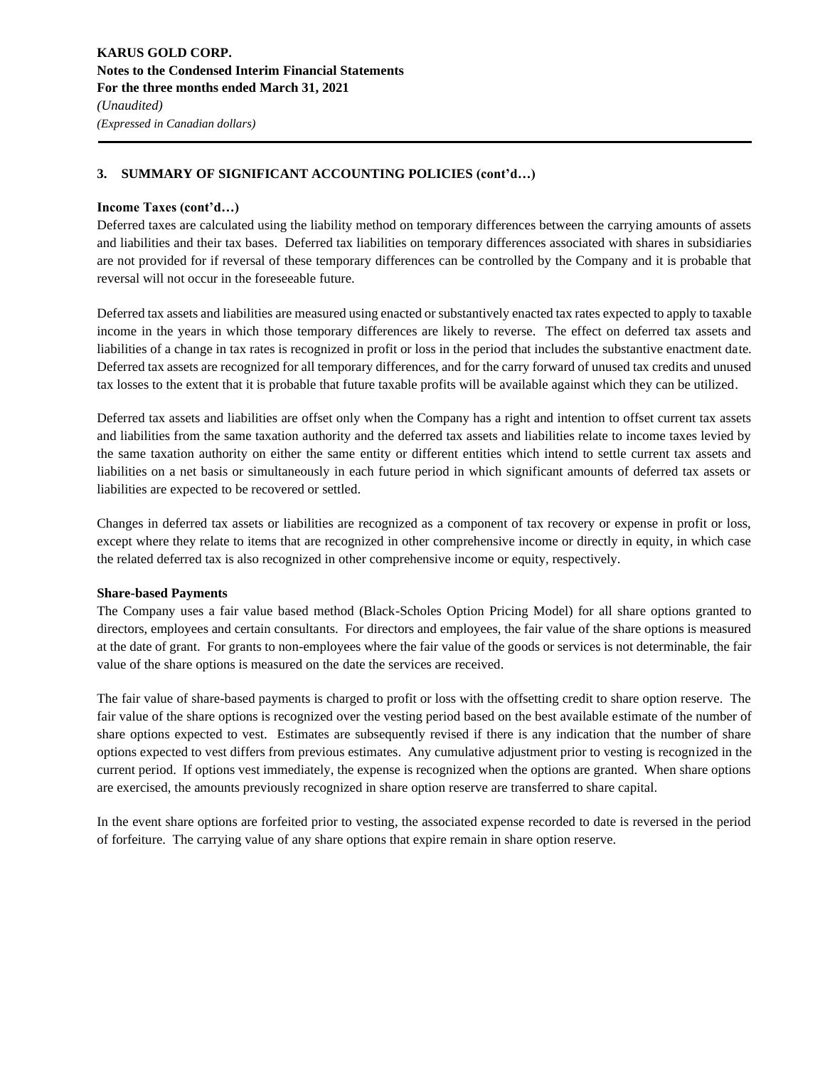## 3. SUMMARY OF SIGNIFICANT ACCOUNTING POLICIES (cont'd…)

**Income Taxes (cont'd…)**

Deferred taxes are calculated using the liability method on temporary differences between the carrying amounts of assets and liabilities and their tax bases. Deferred tax liabilities on temporary differences associated with shares in subsidiaries are not provided for if reversal of these temporary differences can be controlled by the Company and it is probable that reversal will not occur in the foreseeable future.

Deferred tax assets and liabilities are measured using enacted or substantively enacted tax rates expected to apply to taxable income in the years in which those temporary differences are likely to reverse. The effect on deferred tax assets and liabilities of a change in tax rates is recognized in profit or loss in the period that includes the substantive enactment date. Deferred tax assets are recognized for all temporary differences, and for the carry forward of unused tax credits and unused tax losses to the extent that it is probable that future taxable profits will be available against which they can be utilized.

Deferred tax assets and liabilities are offset only when the Company has a right and intention to offset current tax assets and liabilities from the same taxation authority and the deferred tax assets and liabilities relate to income taxes levied by the same taxation authority on either the same entity or different entities which intend to settle current tax assets and liabilities on a net basis or simultaneously in each future period in which significant amounts of deferred tax assets or liabilities are expected to be recovered or settled.

Changes in deferred tax assets or liabilities are recognized as a component of tax recovery or expense in profit or loss, except where they relate to items that are recognized in other comprehensive income or directly in equity, in which case the related deferred tax is also recognized in other comprehensive income or equity, respectively.

**Share-based Payments**

The Company uses a fair value based method (Black-Scholes Option Pricing Model) for all share options granted to directors, employees and certain consultants. For directors and employees, the fair value of the share options is measured at the date of grant. For grants to non-employees where the fair value of the goods or services is not determinable, the fair value of the share options is measured on the date the services are received.

The fair value of share-based payments is charged to profit or loss with the offsetting credit to share option reserve. The fair value of the share options is recognized over the vesting period based on the best available estimate of the number of share options expected to vest. Estimates are subsequently revised if there is any indication that the number of share options expected to vest differs from previous estimates. Any cumulative adjustment prior to vesting is recognized in the current period. If options vest immediately, the expense is recognized when the options are granted. When share options are exercised, the amounts previously recognized in share option reserve are transferred to share capital.

In the event share options are forfeited prior to vesting, the associated expense recorded to date is reversed in the period of forfeiture. The carrying value of any share options that expire remain in share option reserve.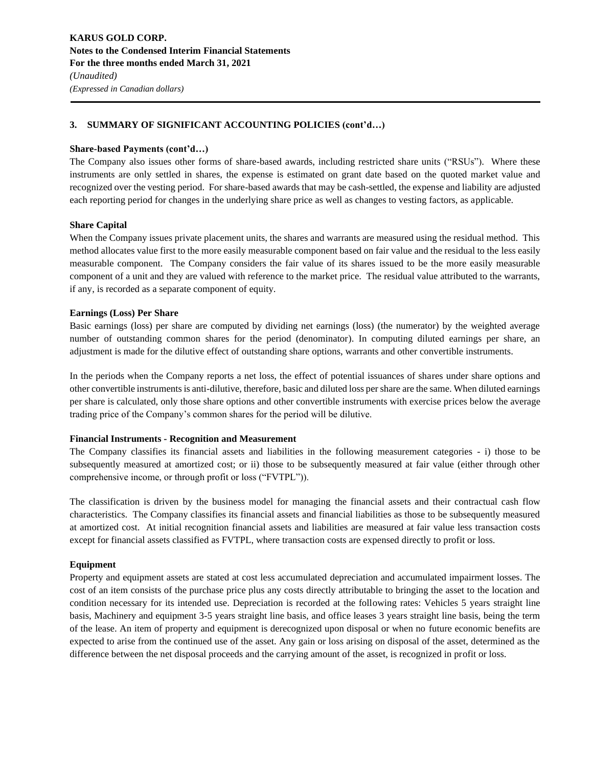## 3. SUMMARY OF SIGNIFICANT ACCOUNTING POLICIES (cont'd…)

**Share-based Payments (cont'd…)**

The Company also issues other forms of share-based awards, including restricted share units ("RSUs"). Where these instruments are only settled in shares, the expense is estimated on grant date based on the quoted market value and recognized over the vesting period. For share-based awards that may be cash-settled, the expense and liability are adjusted each reporting period for changes in the underlying share price as well as changes to vesting factors, as applicable.

**Share Capital**

When the Company issues private placement units, the shares and warrants are measured using the residual method. This method allocates value first to the more easily measurable component based on fair value and the residual to the less easily measurable component. The Company considers the fair value of its shares issued to be the more easily measurable component of a unit and they are valued with reference to the market price. The residual value attributed to the warrants, if any, is recorded as a separate component of equity.

**Earnings (Loss) Per Share**

Basic earnings (loss) per share are computed by dividing net earnings (loss) (the numerator) by the weighted average number of outstanding common shares for the period (denominator). In computing diluted earnings per share, an adjustment is made for the dilutive effect of outstanding share options, warrants and other convertible instruments.

In the periods when the Company reports a net loss, the effect of potential issuances of shares under share options and other convertible instruments is anti-dilutive, therefore, basic and diluted loss per share are the same. When diluted earnings per share is calculated, only those share options and other convertible instruments with exercise prices below the average trading price of the Company's common shares for the period will be dilutive.

**Financial Instruments - Recognition and Measurement**

The Company classifies its financial assets and liabilities in the following measurement categories - i) those to be subsequently measured at amortized cost; or ii) those to be subsequently measured at fair value (either through other comprehensive income, or through profit or loss ("FVTPL")).

The classification is driven by the business model for managing the financial assets and their contractual cash flow characteristics. The Company classifies its financial assets and financial liabilities as those to be subsequently measured at amortized cost. At initial recognition financial assets and liabilities are measured at fair value less transaction costs except for financial assets classified as FVTPL, where transaction costs are expensed directly to profit or loss.

**Equipment**

Property and equipment assets are stated at cost less accumulated depreciation and accumulated impairment losses. The cost of an item consists of the purchase price plus any costs directly attributable to bringing the asset to the location and condition necessary for its intended use. Depreciation is recorded at the following rates: Vehicles 5 years straight line basis, Machinery and equipment 3-5 years straight line basis, and office leases 3 years straight line basis, being the term of the lease. An item of property and equipment is derecognized upon disposal or when no future economic benefits are expected to arise from the continued use of the asset. Any gain or loss arising on disposal of the asset, determined as the difference between the net disposal proceeds and the carrying amount of the asset, is recognized in profit or loss.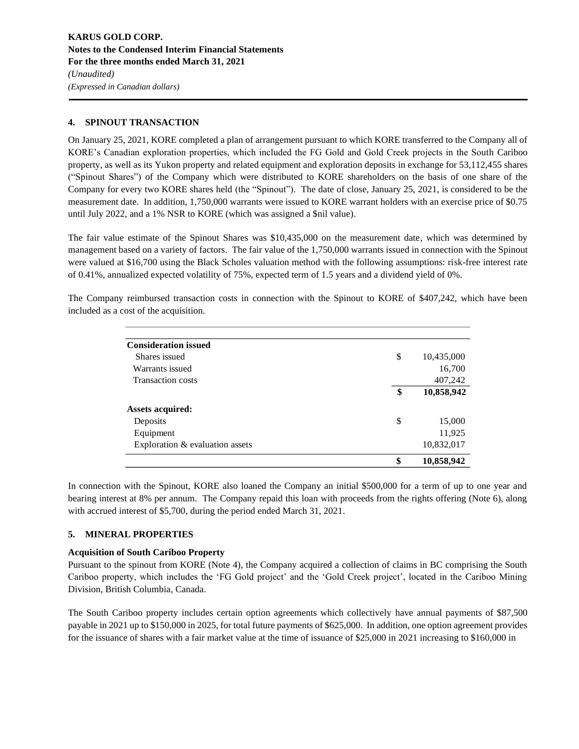## 4. SPINOUT TRANSACTION

On January 25, 2021, KORE completed a plan of arrangement pursuant to which KORE transferred to the Company all of KORE's Canadian exploration properties, which included the FG Gold and Gold Creek projects in the South Cariboo property, as well as its Yukon property and related equipment and exploration deposits in exchange for 53,112,455 shares ("Spinout Shares") of the Company which were distributed to KORE shareholders on the basis of one share of the Company for every two KORE shares held (the "Spinout"). The date of close, January 25, 2021, is considered to be the measurement date. In addition, 1,750,000 warrants were issued to KORE warrant holders with an exercise price of $0.75 until July 2022, and a 1% NSR to KORE (which was assigned a $nil value).

The fair value estimate of the Spinout Shares was $10,435,000 on the measurement date, which was determined by management based on a variety of factors. The fair value of the 1,750,000 warrants issued in connection with the Spinout were valued at $16,700 using the Black Scholes valuation method with the following assumptions: risk-free interest rate of 0.41%, annualized expected volatility of 75%, expected term of 1.5 years and a dividend yield of 0%.

The Company reimbursed transaction costs in connection with the Spinout to KORE of $407,242, which have been included as a cost of the acquisition.

| | | |
|---|---|---|
| **Consideration issued** | | |
| Shares issued | $ | 10,435,000 |
| Warrants issued | | 16,700 |
| Transaction costs | | 407,242 |
| | **$** | **10,858,942** |
| **Assets acquired:** | | |
| Deposits | $ | 15,000 |
| Equipment | | 11,925 |
| Exploration & evaluation assets | | 10,832,017 |
| | **$** | **10,858,942** |

In connection with the Spinout, KORE also loaned the Company an initial $500,000 for a term of up to one year and bearing interest at 8% per annum. The Company repaid this loan with proceeds from the rights offering (Note 6), along with accrued interest of $5,700, during the period ended March 31, 2021.

## 5. MINERAL PROPERTIES

**Acquisition of South Cariboo Property**

Pursuant to the spinout from KORE (Note 4), the Company acquired a collection of claims in BC comprising the South Cariboo property, which includes the 'FG Gold project' and the 'Gold Creek project', located in the Cariboo Mining Division, British Columbia, Canada.

The South Cariboo property includes certain option agreements which collectively have annual payments of $87,500 payable in 2021 up to $150,000 in 2025, for total future payments of $625,000. In addition, one option agreement provides for the issuance of shares with a fair market value at the time of issuance of $25,000 in 2021 increasing to $160,000 in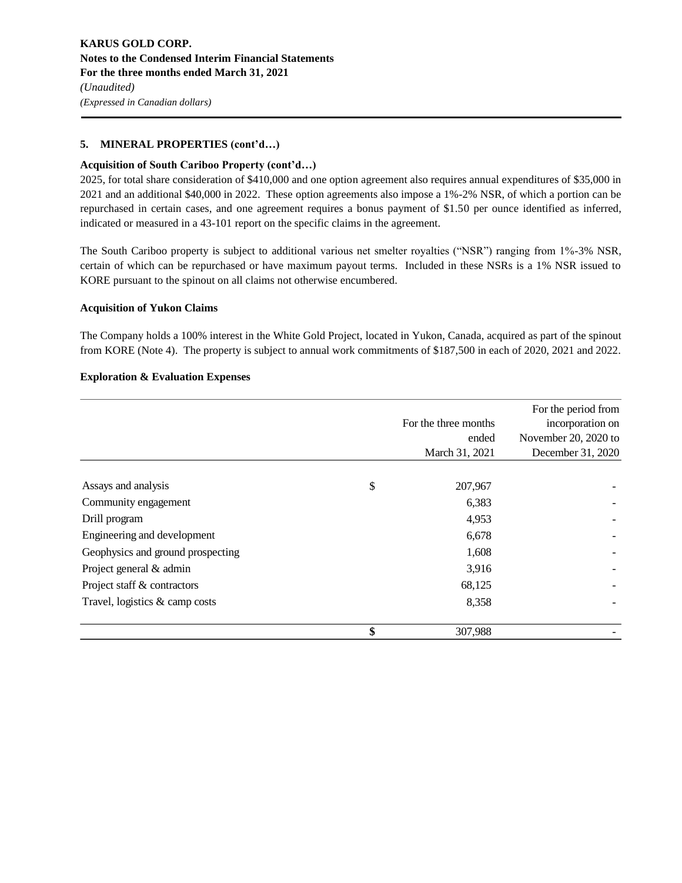## 5. MINERAL PROPERTIES (cont'd…)

**Acquisition of South Cariboo Property (cont'd…)**

2025, for total share consideration of $410,000 and one option agreement also requires annual expenditures of $35,000 in 2021 and an additional $40,000 in 2022. These option agreements also impose a 1%-2% NSR, of which a portion can be repurchased in certain cases, and one agreement requires a bonus payment of $1.50 per ounce identified as inferred, indicated or measured in a 43-101 report on the specific claims in the agreement.

The South Cariboo property is subject to additional various net smelter royalties ("NSR") ranging from 1%-3% NSR, certain of which can be repurchased or have maximum payout terms. Included in these NSRs is a 1% NSR issued to KORE pursuant to the spinout on all claims not otherwise encumbered.

**Acquisition of Yukon Claims**

The Company holds a 100% interest in the White Gold Project, located in Yukon, Canada, acquired as part of the spinout from KORE (Note 4). The property is subject to annual work commitments of $187,500 in each of 2020, 2021 and 2022.

**Exploration & Evaluation Expenses**

| | | For the three months ended March 31, 2021 | For the period from incorporation on November 20, 2020 to December 31, 2020 |
|---|---|---|---|
| Assays and analysis | $ | 207,967 | - |
| Community engagement | | 6,383 | - |
| Drill program | | 4,953 | - |
| Engineering and development | | 6,678 | - |
| Geophysics and ground prospecting | | 1,608 | - |
| Project general & admin | | 3,916 | - |
| Project staff & contractors | | 68,125 | - |
| Travel, logistics & camp costs | | 8,358 | - |
| | **$** | 307,988 | - |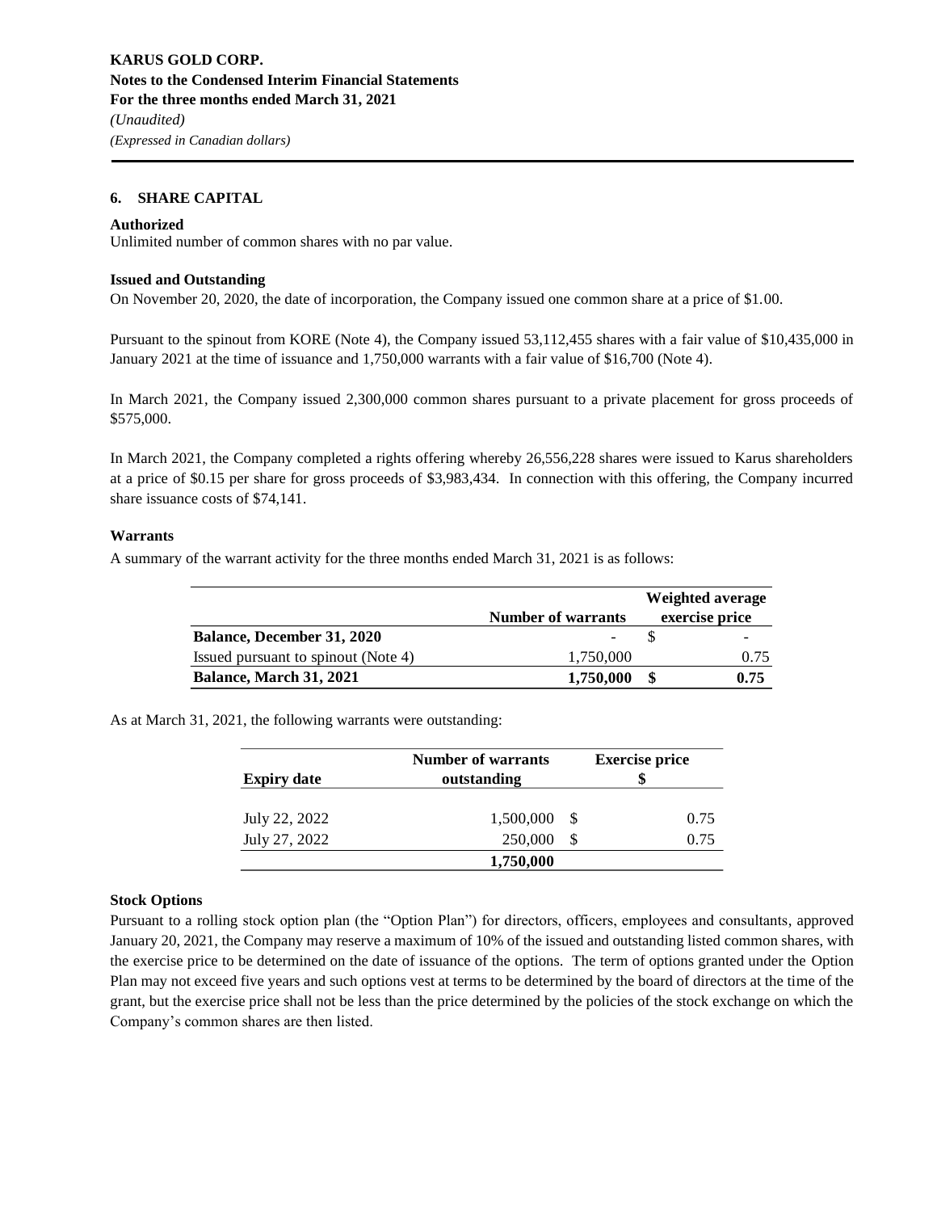## 6. SHARE CAPITAL

### Authorized

Unlimited number of common shares with no par value.

### Issued and Outstanding

On November 20, 2020, the date of incorporation, the Company issued one common share at a price of $1.00.

Pursuant to the spinout from KORE (Note 4), the Company issued 53,112,455 shares with a fair value of $10,435,000 in January 2021 at the time of issuance and 1,750,000 warrants with a fair value of $16,700 (Note 4).

In March 2021, the Company issued 2,300,000 common shares pursuant to a private placement for gross proceeds of $575,000.

In March 2021, the Company completed a rights offering whereby 26,556,228 shares were issued to Karus shareholders at a price of $0.15 per share for gross proceeds of $3,983,434. In connection with this offering, the Company incurred share issuance costs of $74,141.

### Warrants

A summary of the warrant activity for the three months ended March 31, 2021 is as follows:

| | Number of warrants | Weighted average exercise price |
|---|---|---|
| **Balance, December 31, 2020** | - | $ - |
| Issued pursuant to spinout (Note 4) | 1,750,000 | 0.75 |
| **Balance, March 31, 2021** | **1,750,000** | **$ 0.75** |

As at March 31, 2021, the following warrants were outstanding:

| Expiry date | Number of warrants outstanding | Exercise price $ |
|---|---|---|
| July 22, 2022 | 1,500,000 | $ 0.75 |
| July 27, 2022 | 250,000 | $ 0.75 |
| | **1,750,000** | |

### Stock Options

Pursuant to a rolling stock option plan (the "Option Plan") for directors, officers, employees and consultants, approved January 20, 2021, the Company may reserve a maximum of 10% of the issued and outstanding listed common shares, with the exercise price to be determined on the date of issuance of the options. The term of options granted under the Option Plan may not exceed five years and such options vest at terms to be determined by the board of directors at the time of the grant, but the exercise price shall not be less than the price determined by the policies of the stock exchange on which the Company's common shares are then listed.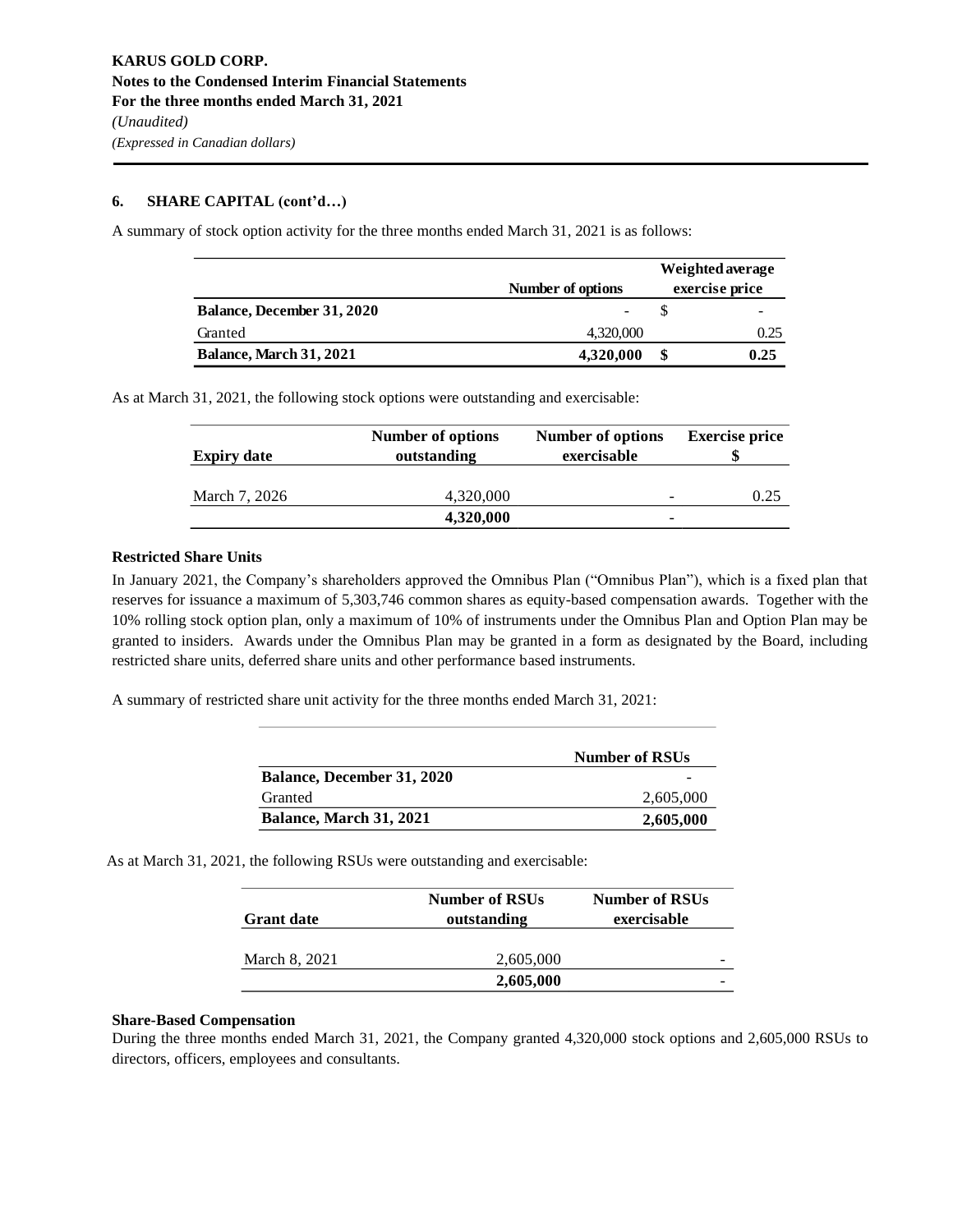## 6. SHARE CAPITAL (cont'd…)

A summary of stock option activity for the three months ended March 31, 2021 is as follows:

| | Number of options | Weighted average exercise price |
|---|---|---|
| **Balance, December 31, 2020** | - | $ - |
| Granted | 4,320,000 | 0.25 |
| **Balance, March 31, 2021** | **4,320,000** | **$ 0.25** |

As at March 31, 2021, the following stock options were outstanding and exercisable:

| Expiry date | Number of options outstanding | Number of options exercisable | Exercise price $ |
|---|---|---|---|
| March 7, 2026 | 4,320,000 | - | 0.25 |
| | **4,320,000** | - | |

### Restricted Share Units

In January 2021, the Company's shareholders approved the Omnibus Plan ("Omnibus Plan"), which is a fixed plan that reserves for issuance a maximum of 5,303,746 common shares as equity-based compensation awards. Together with the 10% rolling stock option plan, only a maximum of 10% of instruments under the Omnibus Plan and Option Plan may be granted to insiders. Awards under the Omnibus Plan may be granted in a form as designated by the Board, including restricted share units, deferred share units and other performance based instruments.

A summary of restricted share unit activity for the three months ended March 31, 2021:

| | Number of RSUs |
|---|---|
| **Balance, December 31, 2020** | - |
| Granted | 2,605,000 |
| **Balance, March 31, 2021** | **2,605,000** |

As at March 31, 2021, the following RSUs were outstanding and exercisable:

| Grant date | Number of RSUs outstanding | Number of RSUs exercisable |
|---|---|---|
| March 8, 2021 | 2,605,000 | - |
| | **2,605,000** | - |

### Share-Based Compensation

During the three months ended March 31, 2021, the Company granted 4,320,000 stock options and 2,605,000 RSUs to directors, officers, employees and consultants.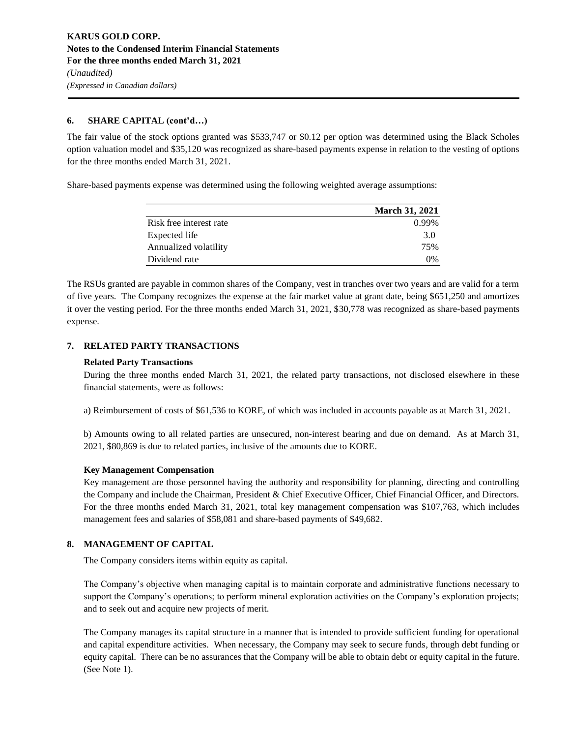### 6. SHARE CAPITAL (cont'd…)

The fair value of the stock options granted was $533,747 or $0.12 per option was determined using the Black Scholes option valuation model and $35,120 was recognized as share-based payments expense in relation to the vesting of options for the three months ended March 31, 2021.

Share-based payments expense was determined using the following weighted average assumptions:

| | March 31, 2021 |
|---|---|
| Risk free interest rate | 0.99% |
| Expected life | 3.0 |
| Annualized volatility | 75% |
| Dividend rate | 0% |

The RSUs granted are payable in common shares of the Company, vest in tranches over two years and are valid for a term of five years. The Company recognizes the expense at the fair market value at grant date, being $651,250 and amortizes it over the vesting period. For the three months ended March 31, 2021, $30,778 was recognized as share-based payments expense.

### 7. RELATED PARTY TRANSACTIONS

**Related Party Transactions**

During the three months ended March 31, 2021, the related party transactions, not disclosed elsewhere in these financial statements, were as follows:

a) Reimbursement of costs of $61,536 to KORE, of which was included in accounts payable as at March 31, 2021.

b) Amounts owing to all related parties are unsecured, non-interest bearing and due on demand. As at March 31, 2021, $80,869 is due to related parties, inclusive of the amounts due to KORE.

**Key Management Compensation**

Key management are those personnel having the authority and responsibility for planning, directing and controlling the Company and include the Chairman, President & Chief Executive Officer, Chief Financial Officer, and Directors. For the three months ended March 31, 2021, total key management compensation was $107,763, which includes management fees and salaries of $58,081 and share-based payments of $49,682.

### 8. MANAGEMENT OF CAPITAL

The Company considers items within equity as capital.

The Company's objective when managing capital is to maintain corporate and administrative functions necessary to support the Company's operations; to perform mineral exploration activities on the Company's exploration projects; and to seek out and acquire new projects of merit.

The Company manages its capital structure in a manner that is intended to provide sufficient funding for operational and capital expenditure activities. When necessary, the Company may seek to secure funds, through debt funding or equity capital. There can be no assurances that the Company will be able to obtain debt or equity capital in the future. (See Note 1).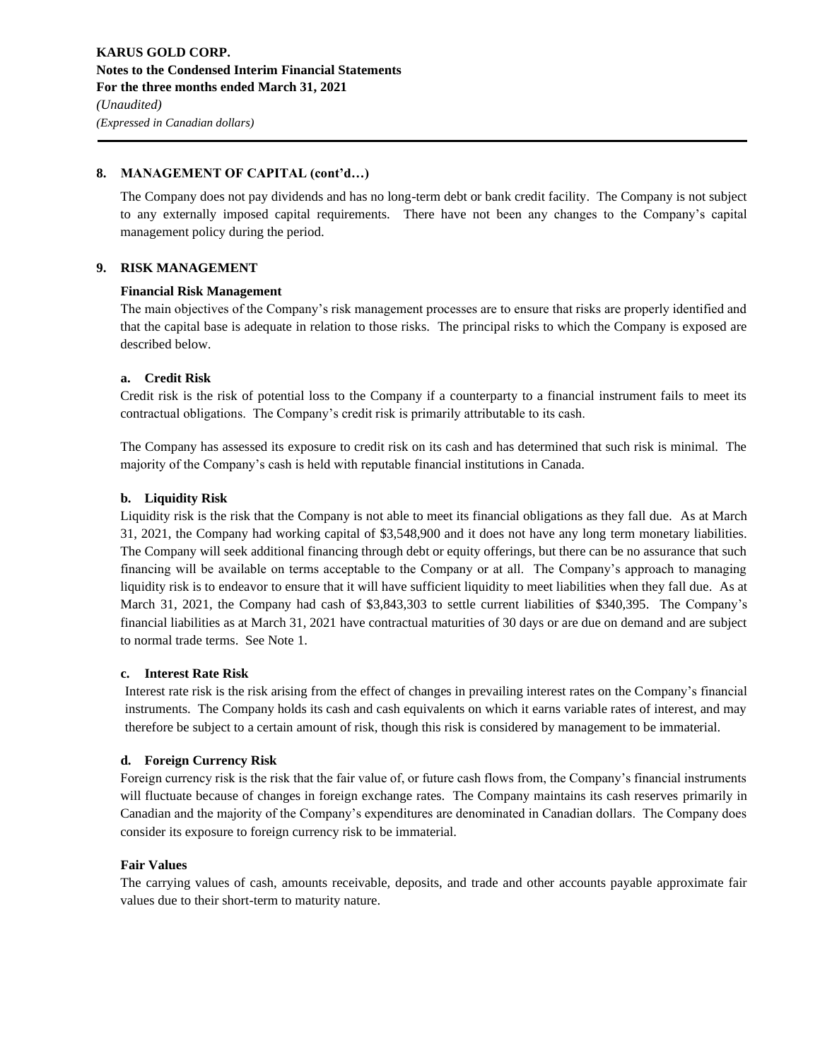## 8. MANAGEMENT OF CAPITAL (cont'd…)

The Company does not pay dividends and has no long-term debt or bank credit facility. The Company is not subject to any externally imposed capital requirements. There have not been any changes to the Company's capital management policy during the period.

## 9. RISK MANAGEMENT

### Financial Risk Management

The main objectives of the Company's risk management processes are to ensure that risks are properly identified and that the capital base is adequate in relation to those risks. The principal risks to which the Company is exposed are described below.

#### a. Credit Risk

Credit risk is the risk of potential loss to the Company if a counterparty to a financial instrument fails to meet its contractual obligations. The Company's credit risk is primarily attributable to its cash.

The Company has assessed its exposure to credit risk on its cash and has determined that such risk is minimal. The majority of the Company's cash is held with reputable financial institutions in Canada.

#### b. Liquidity Risk

Liquidity risk is the risk that the Company is not able to meet its financial obligations as they fall due. As at March 31, 2021, the Company had working capital of $3,548,900 and it does not have any long term monetary liabilities. The Company will seek additional financing through debt or equity offerings, but there can be no assurance that such financing will be available on terms acceptable to the Company or at all. The Company's approach to managing liquidity risk is to endeavor to ensure that it will have sufficient liquidity to meet liabilities when they fall due. As at March 31, 2021, the Company had cash of $3,843,303 to settle current liabilities of $340,395. The Company's financial liabilities as at March 31, 2021 have contractual maturities of 30 days or are due on demand and are subject to normal trade terms. See Note 1.

#### c. Interest Rate Risk

Interest rate risk is the risk arising from the effect of changes in prevailing interest rates on the Company's financial instruments. The Company holds its cash and cash equivalents on which it earns variable rates of interest, and may therefore be subject to a certain amount of risk, though this risk is considered by management to be immaterial.

#### d. Foreign Currency Risk

Foreign currency risk is the risk that the fair value of, or future cash flows from, the Company's financial instruments will fluctuate because of changes in foreign exchange rates. The Company maintains its cash reserves primarily in Canadian and the majority of the Company's expenditures are denominated in Canadian dollars. The Company does consider its exposure to foreign currency risk to be immaterial.

### Fair Values

The carrying values of cash, amounts receivable, deposits, and trade and other accounts payable approximate fair values due to their short-term to maturity nature.